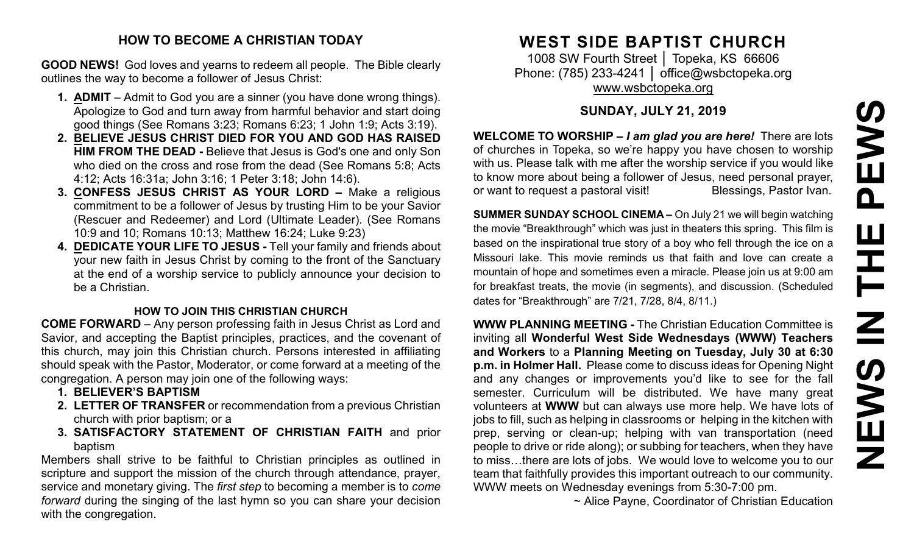## HOW TO BECOME A CHRISTIAN TODAY

**GOOD NEWS!** God loves and yearns to redeem all people. The Bible clearly outlines the way to become a follower of Jesus Christ:

1. **ADMIT** – Admit to God you are a sinner (you have done wrong things). Apologize to God and turn away from harmful behavior and start doing good things (See Romans 3:23; Romans 6:23; 1 John 1:9; Acts 3:19).
2. **BELIEVE JESUS CHRIST DIED FOR YOU AND GOD HAS RAISED HIM FROM THE DEAD -** Believe that Jesus is God's one and only Son who died on the cross and rose from the dead (See Romans 5:8; Acts 4:12; Acts 16:31a; John 3:16; 1 Peter 3:18; John 14:6).
3. **CONFESS JESUS CHRIST AS YOUR LORD –** Make a religious commitment to be a follower of Jesus by trusting Him to be your Savior (Rescuer and Redeemer) and Lord (Ultimate Leader). (See Romans 10:9 and 10; Romans 10:13; Matthew 16:24; Luke 9:23)
4. **DEDICATE YOUR LIFE TO JESUS -** Tell your family and friends about your new faith in Jesus Christ by coming to the front of the Sanctuary at the end of a worship service to publicly announce your decision to be a Christian.

### HOW TO JOIN THIS CHRISTIAN CHURCH

**COME FORWARD** – Any person professing faith in Jesus Christ as Lord and Savior, and accepting the Baptist principles, practices, and the covenant of this church, may join this Christian church. Persons interested in affiliating should speak with the Pastor, Moderator, or come forward at a meeting of the congregation. A person may join one of the following ways:

1. **BELIEVER'S BAPTISM**
2. **LETTER OF TRANSFER** or recommendation from a previous Christian church with prior baptism; or a
3. **SATISFACTORY STATEMENT OF CHRISTIAN FAITH** and prior baptism

Members shall strive to be faithful to Christian principles as outlined in scripture and support the mission of the church through attendance, prayer, service and monetary giving. The *first step* to becoming a member is to *come forward* during the singing of the last hymn so you can share your decision with the congregation.

# WEST SIDE BAPTIST CHURCH

1008 SW Fourth Street │ Topeka, KS 66606
Phone: (785) 233-4241 │ office@wsbctopeka.org
www.wsbctopeka.org

## SUNDAY, JULY 21, 2019

**WELCOME TO WORSHIP –** ***I am glad you are here!*** There are lots of churches in Topeka, so we're happy you have chosen to worship with us. Please talk with me after the worship service if you would like to know more about being a follower of Jesus, need personal prayer, or want to request a pastoral visit! Blessings, Pastor Ivan.

**SUMMER SUNDAY SCHOOL CINEMA –** On July 21 we will begin watching the movie "Breakthrough" which was just in theaters this spring. This film is based on the inspirational true story of a boy who fell through the ice on a Missouri lake. This movie reminds us that faith and love can create a mountain of hope and sometimes even a miracle. Please join us at 9:00 am for breakfast treats, the movie (in segments), and discussion. (Scheduled dates for "Breakthrough" are 7/21, 7/28, 8/4, 8/11.)

**WWW PLANNING MEETING -** The Christian Education Committee is inviting all **Wonderful West Side Wednesdays (WWW) Teachers and Workers** to a **Planning Meeting on Tuesday, July 30 at 6:30 p.m. in Holmer Hall.** Please come to discuss ideas for Opening Night and any changes or improvements you'd like to see for the fall semester. Curriculum will be distributed. We have many great volunteers at **WWW** but can always use more help. We have lots of jobs to fill, such as helping in classrooms or helping in the kitchen with prep, serving or clean-up; helping with van transportation (need people to drive or ride along); or subbing for teachers, when they have to miss…there are lots of jobs. We would love to welcome you to our team that faithfully provides this important outreach to our community. WWW meets on Wednesday evenings from 5:30-7:00 pm.

~ Alice Payne, Coordinator of Christian Education

# NEWS IN THE PEWS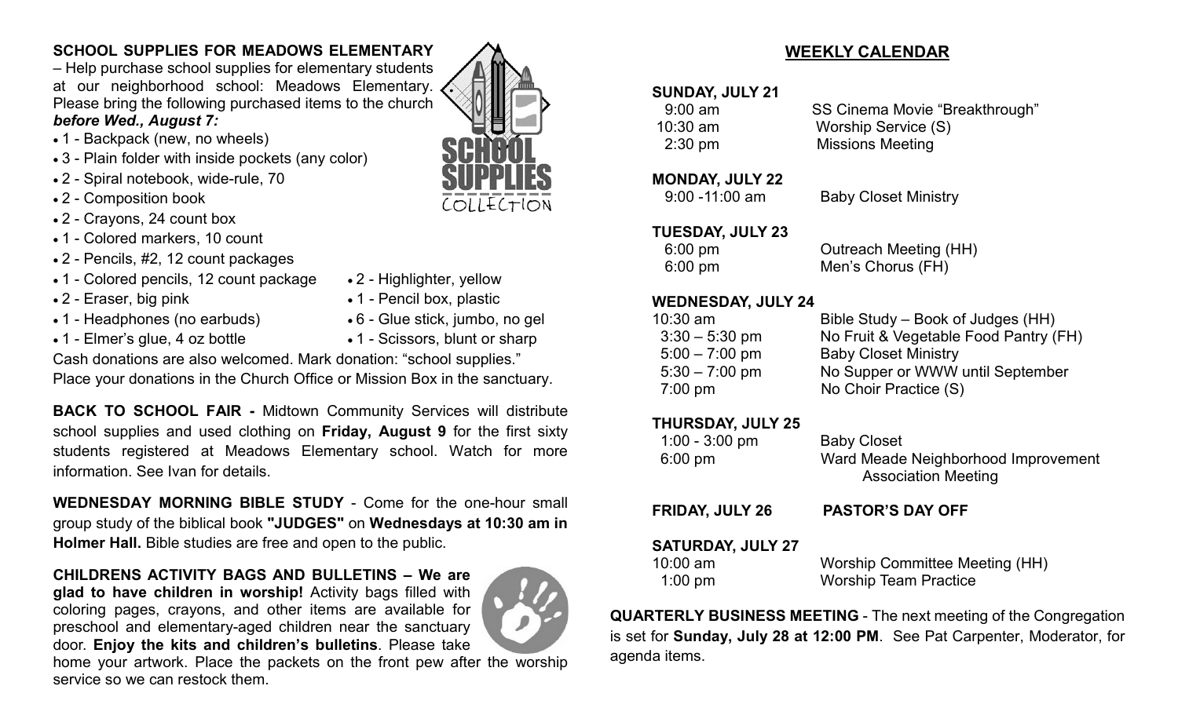**SCHOOL SUPPLIES FOR MEADOWS ELEMENTARY** – Help purchase school supplies for elementary students at our neighborhood school: Meadows Elementary. Please bring the following purchased items to the church ***before Wed., August 7:***

- 1 - Backpack (new, no wheels)
- 3 - Plain folder with inside pockets (any color)
- 2 - Spiral notebook, wide-rule, 70
- 2 - Composition book
- 2 - Crayons, 24 count box
- 1 - Colored markers, 10 count
- 2 - Pencils, #2, 12 count packages
- 1 - Colored pencils, 12 count package
- 2 - Eraser, big pink
- 1 - Headphones (no earbuds)
- 1 - Elmer's glue, 4 oz bottle
- 2 - Highlighter, yellow
- 1 - Pencil box, plastic
- 6 - Glue stick, jumbo, no gel
- 1 - Scissors, blunt or sharp

Cash donations are also welcomed. Mark donation: "school supplies." Place your donations in the Church Office or Mission Box in the sanctuary.

**BACK TO SCHOOL FAIR -** Midtown Community Services will distribute school supplies and used clothing on **Friday, August 9** for the first sixty students registered at Meadows Elementary school. Watch for more information. See Ivan for details.

**WEDNESDAY MORNING BIBLE STUDY** - Come for the one-hour small group study of the biblical book **"JUDGES"** on **Wednesdays at 10:30 am in Holmer Hall.** Bible studies are free and open to the public.

**CHILDRENS ACTIVITY BAGS AND BULLETINS – We are glad to have children in worship!** Activity bags filled with coloring pages, crayons, and other items are available for preschool and elementary-aged children near the sanctuary door. **Enjoy the kits and children's bulletins**. Please take home your artwork. Place the packets on the front pew after the worship service so we can restock them.

## WEEKLY CALENDAR

**SUNDAY, JULY 21**

| | |
|---|---|
| 9:00 am | SS Cinema Movie "Breakthrough" |
| 10:30 am | Worship Service (S) |
| 2:30 pm | Missions Meeting |

**MONDAY, JULY 22**

| | |
|---|---|
| 9:00 -11:00 am | Baby Closet Ministry |

**TUESDAY, JULY 23**

| | |
|---|---|
| 6:00 pm | Outreach Meeting (HH) |
| 6:00 pm | Men's Chorus (FH) |

**WEDNESDAY, JULY 24**

| | |
|---|---|
| 10:30 am | Bible Study – Book of Judges (HH) |
| 3:30 – 5:30 pm | No Fruit & Vegetable Food Pantry (FH) |
| 5:00 – 7:00 pm | Baby Closet Ministry |
| 5:30 – 7:00 pm | No Supper or WWW until September |
| 7:00 pm | No Choir Practice (S) |

**THURSDAY, JULY 25**

| | |
|---|---|
| 1:00 - 3:00 pm | Baby Closet |
| 6:00 pm | Ward Meade Neighborhood Improvement Association Meeting |

**FRIDAY, JULY 26** **PASTOR'S DAY OFF**

**SATURDAY, JULY 27**

| | |
|---|---|
| 10:00 am | Worship Committee Meeting (HH) |
| 1:00 pm | Worship Team Practice |

**QUARTERLY BUSINESS MEETING** - The next meeting of the Congregation is set for **Sunday, July 28 at 12:00 PM**. See Pat Carpenter, Moderator, for agenda items.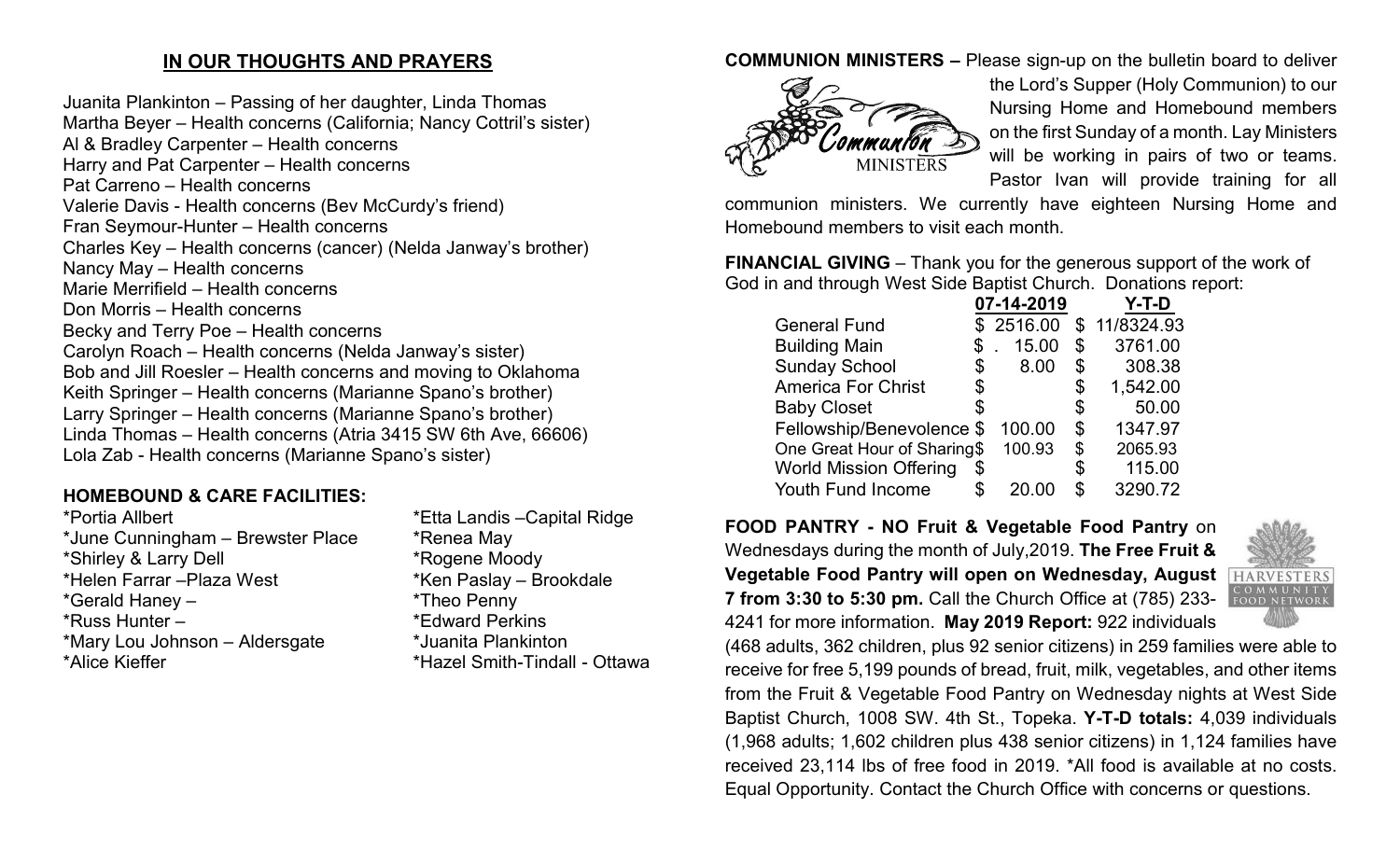## IN OUR THOUGHTS AND PRAYERS

Juanita Plankinton – Passing of her daughter, Linda Thomas
Martha Beyer – Health concerns (California; Nancy Cottril's sister)
Al & Bradley Carpenter – Health concerns
Harry and Pat Carpenter – Health concerns
Pat Carreno – Health concerns
Valerie Davis - Health concerns (Bev McCurdy's friend)
Fran Seymour-Hunter – Health concerns
Charles Key – Health concerns (cancer) (Nelda Janway's brother)
Nancy May – Health concerns
Marie Merrifield – Health concerns
Don Morris – Health concerns
Becky and Terry Poe – Health concerns
Carolyn Roach – Health concerns (Nelda Janway's sister)
Bob and Jill Roesler – Health concerns and moving to Oklahoma
Keith Springer – Health concerns (Marianne Spano's brother)
Larry Springer – Health concerns (Marianne Spano's brother)
Linda Thomas – Health concerns (Atria 3415 SW 6th Ave, 66606)
Lola Zab - Health concerns (Marianne Spano's sister)

**HOMEBOUND & CARE FACILITIES:**

*Portia Allbert
*June Cunningham – Brewster Place
*Shirley & Larry Dell
*Helen Farrar –Plaza West
*Gerald Haney –
*Russ Hunter –
*Mary Lou Johnson – Aldersgate
*Alice Kieffer
*Etta Landis –Capital Ridge
*Renea May
*Rogene Moody
*Ken Paslay – Brookdale
*Theo Penny
*Edward Perkins
*Juanita Plankinton
*Hazel Smith-Tindall - Ottawa

**COMMUNION MINISTERS –** Please sign-up on the bulletin board to deliver the Lord's Supper (Holy Communion) to our Nursing Home and Homebound members on the first Sunday of a month. Lay Ministers will be working in pairs of two or teams. Pastor Ivan will provide training for all communion ministers. We currently have eighteen Nursing Home and Homebound members to visit each month.

**FINANCIAL GIVING** – Thank you for the generous support of the work of God in and through West Side Baptist Church. Donations report:

| | 07-14-2019 | Y-T-D |
|---|---|---|
| General Fund | $ 2516.00 | $ 11/8324.93 |
| Building Main | $ . 15.00 | $ 3761.00 |
| Sunday School | $ 8.00 | $ 308.38 |
| America For Christ | $ | $ 1,542.00 |
| Baby Closet | $ | $ 50.00 |
| Fellowship/Benevolence | $ 100.00 | $ 1347.97 |
| One Great Hour of Sharing | $ 100.93 | $ 2065.93 |
| World Mission Offering | $ | $ 115.00 |
| Youth Fund Income | $ 20.00 | $ 3290.72 |

**FOOD PANTRY - NO Fruit & Vegetable Food Pantry** on Wednesdays during the month of July,2019. **The Free Fruit & Vegetable Food Pantry will open on Wednesday, August 7 from 3:30 to 5:30 pm.** Call the Church Office at (785) 233-4241 for more information. **May 2019 Report:** 922 individuals (468 adults, 362 children, plus 92 senior citizens) in 259 families were able to receive for free 5,199 pounds of bread, fruit, milk, vegetables, and other items from the Fruit & Vegetable Food Pantry on Wednesday nights at West Side Baptist Church, 1008 SW. 4th St., Topeka. **Y-T-D totals:** 4,039 individuals (1,968 adults; 1,602 children plus 438 senior citizens) in 1,124 families have received 23,114 lbs of free food in 2019. *All food is available at no costs. Equal Opportunity. Contact the Church Office with concerns or questions.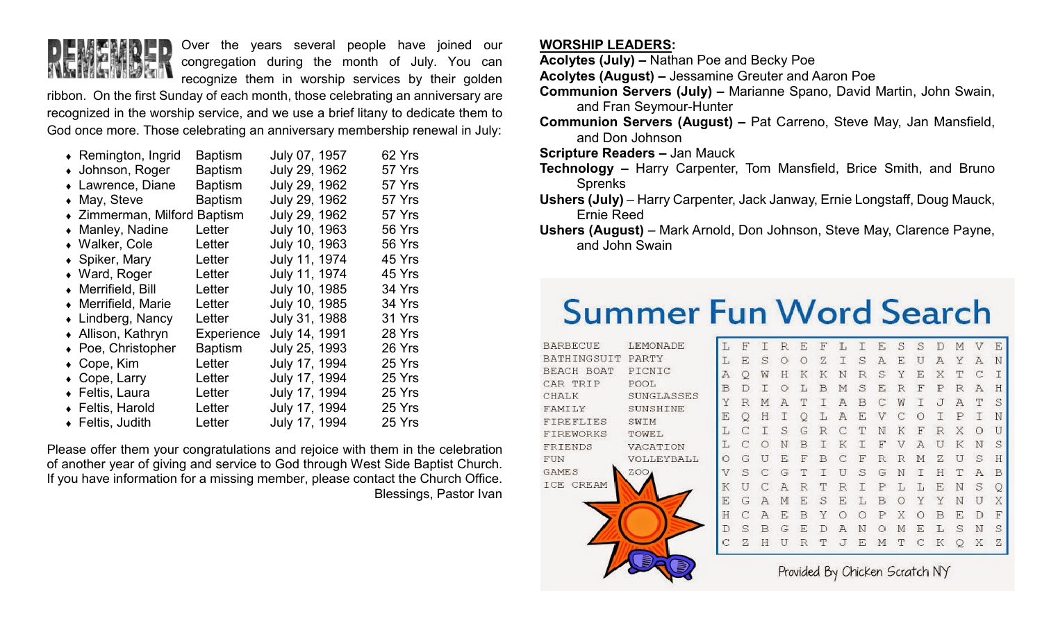**REMEMBER** Over the years several people have joined our congregation during the month of July. You can recognize them in worship services by their golden ribbon. On the first Sunday of each month, those celebrating an anniversary are recognized in the worship service, and we use a brief litany to dedicate them to God once more. Those celebrating an anniversary membership renewal in July:

| | | | |
|---|---|---|---|
| Remington, Ingrid | Baptism | July 07, 1957 | 62 Yrs |
| Johnson, Roger | Baptism | July 29, 1962 | 57 Yrs |
| Lawrence, Diane | Baptism | July 29, 1962 | 57 Yrs |
| May, Steve | Baptism | July 29, 1962 | 57 Yrs |
| Zimmerman, Milford | Baptism | July 29, 1962 | 57 Yrs |
| Manley, Nadine | Letter | July 10, 1963 | 56 Yrs |
| Walker, Cole | Letter | July 10, 1963 | 56 Yrs |
| Spiker, Mary | Letter | July 11, 1974 | 45 Yrs |
| Ward, Roger | Letter | July 11, 1974 | 45 Yrs |
| Merrifield, Bill | Letter | July 10, 1985 | 34 Yrs |
| Merrifield, Marie | Letter | July 10, 1985 | 34 Yrs |
| Lindberg, Nancy | Letter | July 31, 1988 | 31 Yrs |
| Allison, Kathryn | Experience | July 14, 1991 | 28 Yrs |
| Poe, Christopher | Baptism | July 25, 1993 | 26 Yrs |
| Cope, Kim | Letter | July 17, 1994 | 25 Yrs |
| Cope, Larry | Letter | July 17, 1994 | 25 Yrs |
| Feltis, Laura | Letter | July 17, 1994 | 25 Yrs |
| Feltis, Harold | Letter | July 17, 1994 | 25 Yrs |
| Feltis, Judith | Letter | July 17, 1994 | 25 Yrs |

Please offer them your congratulations and rejoice with them in the celebration of another year of giving and service to God through West Side Baptist Church. If you have information for a missing member, please contact the Church Office.

Blessings, Pastor Ivan

**WORSHIP LEADERS:**

**Acolytes (July) –** Nathan Poe and Becky Poe

**Acolytes (August) –** Jessamine Greuter and Aaron Poe

**Communion Servers (July) –** Marianne Spano, David Martin, John Swain, and Fran Seymour-Hunter

**Communion Servers (August) –** Pat Carreno, Steve May, Jan Mansfield, and Don Johnson

**Scripture Readers –** Jan Mauck

**Technology –** Harry Carpenter, Tom Mansfield, Brice Smith, and Bruno Sprenks

**Ushers (July)** – Harry Carpenter, Jack Janway, Ernie Longstaff, Doug Mauck, Ernie Reed

**Ushers (August)** – Mark Arnold, Don Johnson, Steve May, Clarence Payne, and John Swain

# Summer Fun Word Search

BARBECUE
BATHINGSUIT
BEACH BOAT
CAR TRIP
CHALK
FAMILY
FIREFLIES
FIREWORKS
FRIENDS
FUN
GAMES
ICE CREAM
LEMONADE
PARTY
PICNIC
POOL
SUNGLASSES
SUNSHINE
SWIM
TOWEL
VACATION
VOLLEYBALL
ZOO

```
L F I R E F L I E S S D M V E
L E S O O Z I S A E U A Y A N
A Q W H K K N R S Y E X T C I
B D I O L B M S E R F P R A H
Y R M A T I A B C W I J A T S
E Q H I Q L A E V C O I P I N
L C I S G R C T N K F R X O U
L C O N B I K I F V A U K N S
O G U E F B C F R R M Z U S H
V S C G T I U S G N I H T A B
K U C A R T R I P L L E N S Q
E G A M E S E L B O Y Y N U X
H C A E B Y O O P X O B E D F
D S B G E D A N O M E L S N S
C Z H U R T J E M T C K Q X Z
```

Provided By Chicken Scratch NY